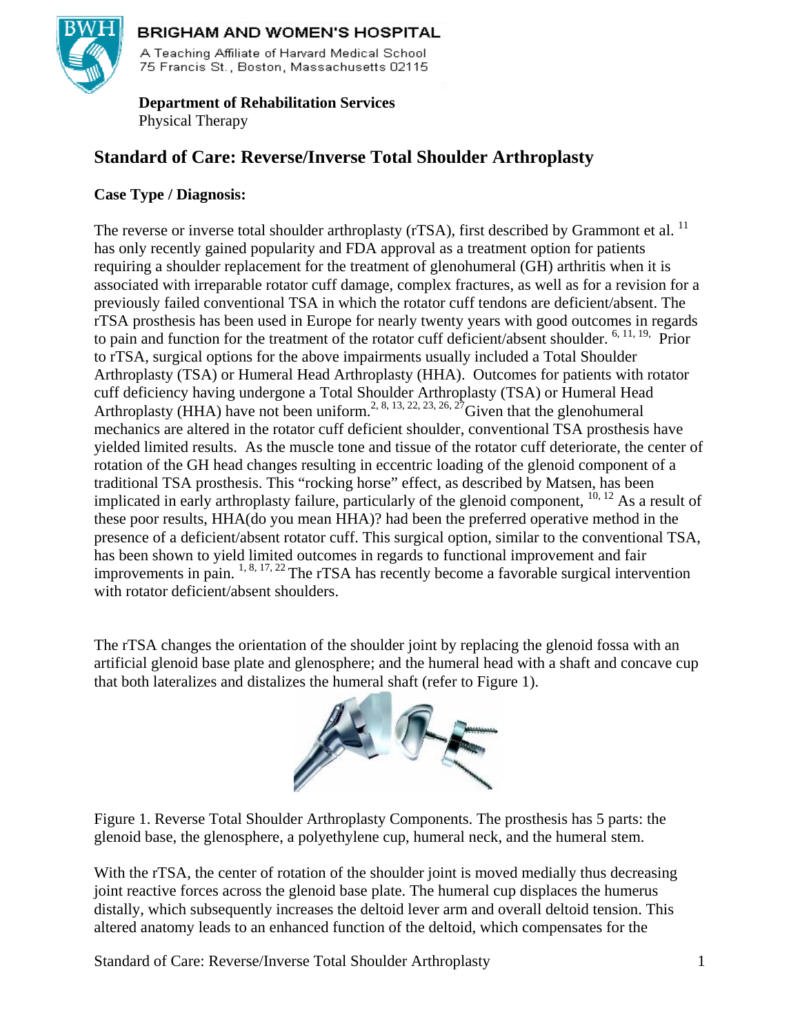**BRIGHAM AND WOMEN'S HOSPITAL**

A Teaching Affiliate of Harvard Medical School
75 Francis St., Boston, Massachusetts 02115

**Department of Rehabilitation Services**
Physical Therapy

## Standard of Care: Reverse/Inverse Total Shoulder Arthroplasty

**Case Type / Diagnosis:**

The reverse or inverse total shoulder arthroplasty (rTSA), first described by Grammont et al. [11] has only recently gained popularity and FDA approval as a treatment option for patients requiring a shoulder replacement for the treatment of glenohumeral (GH) arthritis when it is associated with irreparable rotator cuff damage, complex fractures, as well as for a revision for a previously failed conventional TSA in which the rotator cuff tendons are deficient/absent. The rTSA prosthesis has been used in Europe for nearly twenty years with good outcomes in regards to pain and function for the treatment of the rotator cuff deficient/absent shoulder. [6, 11, 19,] Prior to rTSA, surgical options for the above impairments usually included a Total Shoulder Arthroplasty (TSA) or Humeral Head Arthroplasty (HHA). Outcomes for patients with rotator cuff deficiency having undergone a Total Shoulder Arthroplasty (TSA) or Humeral Head Arthroplasty (HHA) have not been uniform.[2, 8, 13, 22, 23, 26, 27] Given that the glenohumeral mechanics are altered in the rotator cuff deficient shoulder, conventional TSA prosthesis have yielded limited results. As the muscle tone and tissue of the rotator cuff deteriorate, the center of rotation of the GH head changes resulting in eccentric loading of the glenoid component of a traditional TSA prosthesis. This "rocking horse" effect, as described by Matsen, has been implicated in early arthroplasty failure, particularly of the glenoid component, [10, 12] As a result of these poor results, HHA(do you mean HHA)? had been the preferred operative method in the presence of a deficient/absent rotator cuff. This surgical option, similar to the conventional TSA, has been shown to yield limited outcomes in regards to functional improvement and fair improvements in pain. [1, 8, 17, 22] The rTSA has recently become a favorable surgical intervention with rotator deficient/absent shoulders.

The rTSA changes the orientation of the shoulder joint by replacing the glenoid fossa with an artificial glenoid base plate and glenosphere; and the humeral head with a shaft and concave cup that both lateralizes and distalizes the humeral shaft (refer to Figure 1).

Figure 1. Reverse Total Shoulder Arthroplasty Components. The prosthesis has 5 parts: the glenoid base, the glenosphere, a polyethylene cup, humeral neck, and the humeral stem.

With the rTSA, the center of rotation of the shoulder joint is moved medially thus decreasing joint reactive forces across the glenoid base plate. The humeral cup displaces the humerus distally, which subsequently increases the deltoid lever arm and overall deltoid tension. This altered anatomy leads to an enhanced function of the deltoid, which compensates for the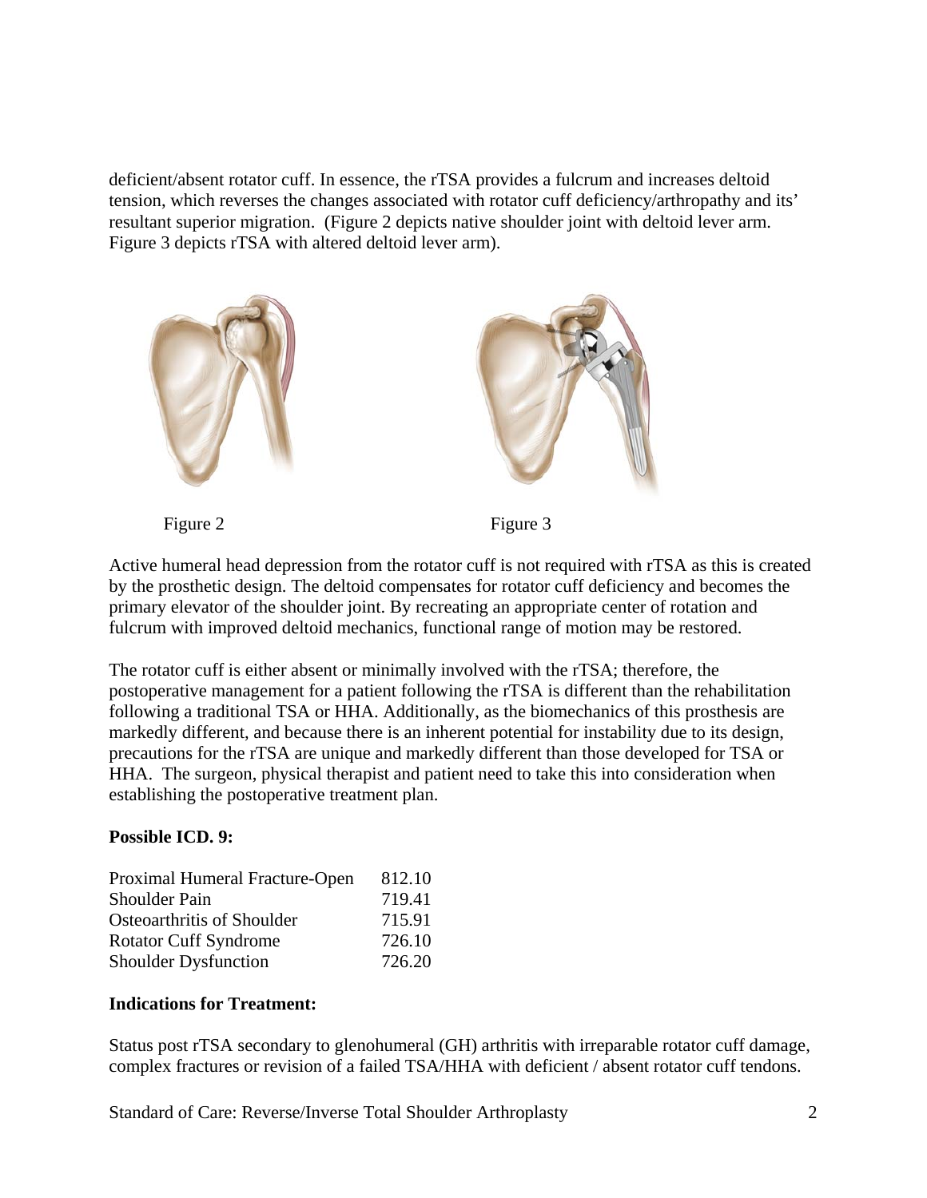deficient/absent rotator cuff. In essence, the rTSA provides a fulcrum and increases deltoid tension, which reverses the changes associated with rotator cuff deficiency/arthropathy and its' resultant superior migration. (Figure 2 depicts native shoulder joint with deltoid lever arm. Figure 3 depicts rTSA with altered deltoid lever arm).

Figure 2

Figure 3

Active humeral head depression from the rotator cuff is not required with rTSA as this is created by the prosthetic design. The deltoid compensates for rotator cuff deficiency and becomes the primary elevator of the shoulder joint. By recreating an appropriate center of rotation and fulcrum with improved deltoid mechanics, functional range of motion may be restored.

The rotator cuff is either absent or minimally involved with the rTSA; therefore, the postoperative management for a patient following the rTSA is different than the rehabilitation following a traditional TSA or HHA. Additionally, as the biomechanics of this prosthesis are markedly different, and because there is an inherent potential for instability due to its design, precautions for the rTSA are unique and markedly different than those developed for TSA or HHA. The surgeon, physical therapist and patient need to take this into consideration when establishing the postoperative treatment plan.

**Possible ICD. 9:**

| | |
|---|---|
| Proximal Humeral Fracture-Open | 812.10 |
| Shoulder Pain | 719.41 |
| Osteoarthritis of Shoulder | 715.91 |
| Rotator Cuff Syndrome | 726.10 |
| Shoulder Dysfunction | 726.20 |

**Indications for Treatment:**

Status post rTSA secondary to glenohumeral (GH) arthritis with irreparable rotator cuff damage, complex fractures or revision of a failed TSA/HHA with deficient / absent rotator cuff tendons.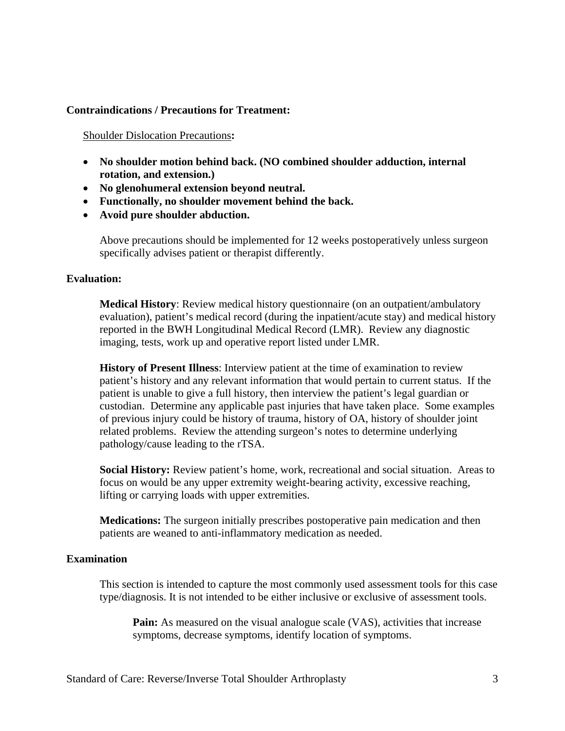**Contraindications / Precautions for Treatment:**

Shoulder Dislocation Precautions**:**

- **No shoulder motion behind back. (NO combined shoulder adduction, internal rotation, and extension.)**
- **No glenohumeral extension beyond neutral.**
- **Functionally, no shoulder movement behind the back.**
- **Avoid pure shoulder abduction.**

Above precautions should be implemented for 12 weeks postoperatively unless surgeon specifically advises patient or therapist differently.

**Evaluation:**

**Medical History**: Review medical history questionnaire (on an outpatient/ambulatory evaluation), patient's medical record (during the inpatient/acute stay) and medical history reported in the BWH Longitudinal Medical Record (LMR). Review any diagnostic imaging, tests, work up and operative report listed under LMR.

**History of Present Illness**: Interview patient at the time of examination to review patient's history and any relevant information that would pertain to current status. If the patient is unable to give a full history, then interview the patient's legal guardian or custodian. Determine any applicable past injuries that have taken place. Some examples of previous injury could be history of trauma, history of OA, history of shoulder joint related problems. Review the attending surgeon's notes to determine underlying pathology/cause leading to the rTSA.

**Social History:** Review patient's home, work, recreational and social situation. Areas to focus on would be any upper extremity weight-bearing activity, excessive reaching, lifting or carrying loads with upper extremities.

**Medications:** The surgeon initially prescribes postoperative pain medication and then patients are weaned to anti-inflammatory medication as needed.

**Examination**

This section is intended to capture the most commonly used assessment tools for this case type/diagnosis. It is not intended to be either inclusive or exclusive of assessment tools.

**Pain:** As measured on the visual analogue scale (VAS), activities that increase symptoms, decrease symptoms, identify location of symptoms.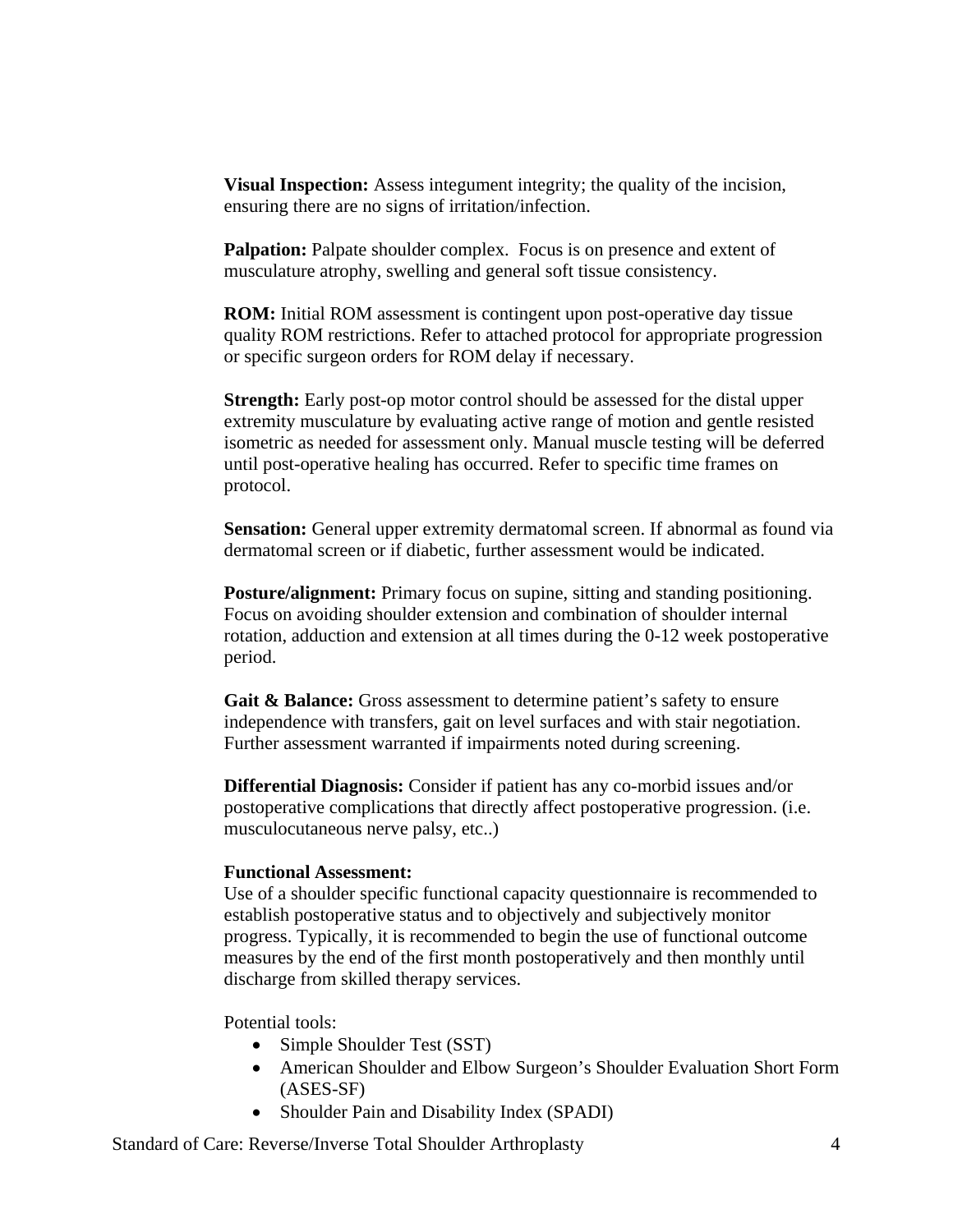**Visual Inspection:** Assess integument integrity; the quality of the incision, ensuring there are no signs of irritation/infection.

**Palpation:** Palpate shoulder complex. Focus is on presence and extent of musculature atrophy, swelling and general soft tissue consistency.

**ROM:** Initial ROM assessment is contingent upon post-operative day tissue quality ROM restrictions. Refer to attached protocol for appropriate progression or specific surgeon orders for ROM delay if necessary.

**Strength:** Early post-op motor control should be assessed for the distal upper extremity musculature by evaluating active range of motion and gentle resisted isometric as needed for assessment only. Manual muscle testing will be deferred until post-operative healing has occurred. Refer to specific time frames on protocol.

**Sensation:** General upper extremity dermatomal screen. If abnormal as found via dermatomal screen or if diabetic, further assessment would be indicated.

**Posture/alignment:** Primary focus on supine, sitting and standing positioning. Focus on avoiding shoulder extension and combination of shoulder internal rotation, adduction and extension at all times during the 0-12 week postoperative period.

**Gait & Balance:** Gross assessment to determine patient's safety to ensure independence with transfers, gait on level surfaces and with stair negotiation. Further assessment warranted if impairments noted during screening.

**Differential Diagnosis:** Consider if patient has any co-morbid issues and/or postoperative complications that directly affect postoperative progression. (i.e. musculocutaneous nerve palsy, etc..)

**Functional Assessment:**
Use of a shoulder specific functional capacity questionnaire is recommended to establish postoperative status and to objectively and subjectively monitor progress. Typically, it is recommended to begin the use of functional outcome measures by the end of the first month postoperatively and then monthly until discharge from skilled therapy services.

Potential tools:

- Simple Shoulder Test (SST)
- American Shoulder and Elbow Surgeon's Shoulder Evaluation Short Form (ASES-SF)
- Shoulder Pain and Disability Index (SPADI)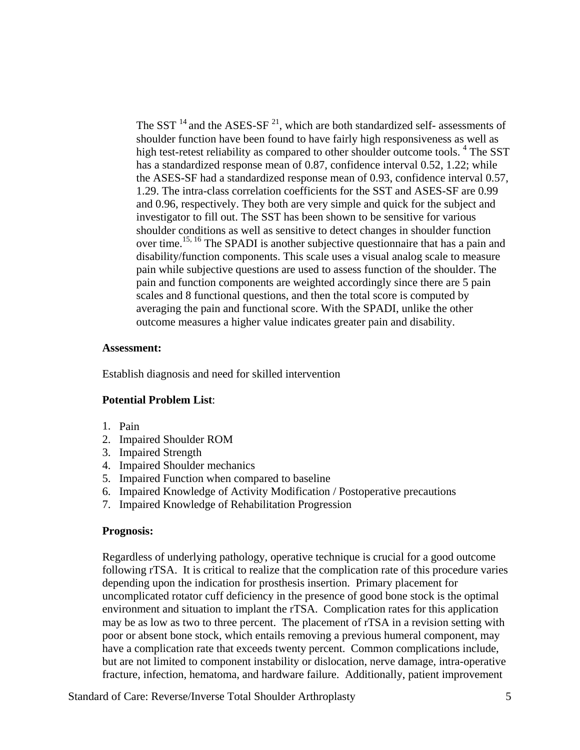The SST [14] and the ASES-SF [21], which are both standardized self- assessments of shoulder function have been found to have fairly high responsiveness as well as high test-retest reliability as compared to other shoulder outcome tools. [4] The SST has a standardized response mean of 0.87, confidence interval 0.52, 1.22; while the ASES-SF had a standardized response mean of 0.93, confidence interval 0.57, 1.29. The intra-class correlation coefficients for the SST and ASES-SF are 0.99 and 0.96, respectively. They both are very simple and quick for the subject and investigator to fill out. The SST has been shown to be sensitive for various shoulder conditions as well as sensitive to detect changes in shoulder function over time.[15, 16] The SPADI is another subjective questionnaire that has a pain and disability/function components. This scale uses a visual analog scale to measure pain while subjective questions are used to assess function of the shoulder. The pain and function components are weighted accordingly since there are 5 pain scales and 8 functional questions, and then the total score is computed by averaging the pain and functional score. With the SPADI, unlike the other outcome measures a higher value indicates greater pain and disability.

**Assessment:**

Establish diagnosis and need for skilled intervention

**Potential Problem List**:

1. Pain
2. Impaired Shoulder ROM
3. Impaired Strength
4. Impaired Shoulder mechanics
5. Impaired Function when compared to baseline
6. Impaired Knowledge of Activity Modification / Postoperative precautions
7. Impaired Knowledge of Rehabilitation Progression

**Prognosis:**

Regardless of underlying pathology, operative technique is crucial for a good outcome following rTSA. It is critical to realize that the complication rate of this procedure varies depending upon the indication for prosthesis insertion. Primary placement for uncomplicated rotator cuff deficiency in the presence of good bone stock is the optimal environment and situation to implant the rTSA. Complication rates for this application may be as low as two to three percent. The placement of rTSA in a revision setting with poor or absent bone stock, which entails removing a previous humeral component, may have a complication rate that exceeds twenty percent. Common complications include, but are not limited to component instability or dislocation, nerve damage, intra-operative fracture, infection, hematoma, and hardware failure. Additionally, patient improvement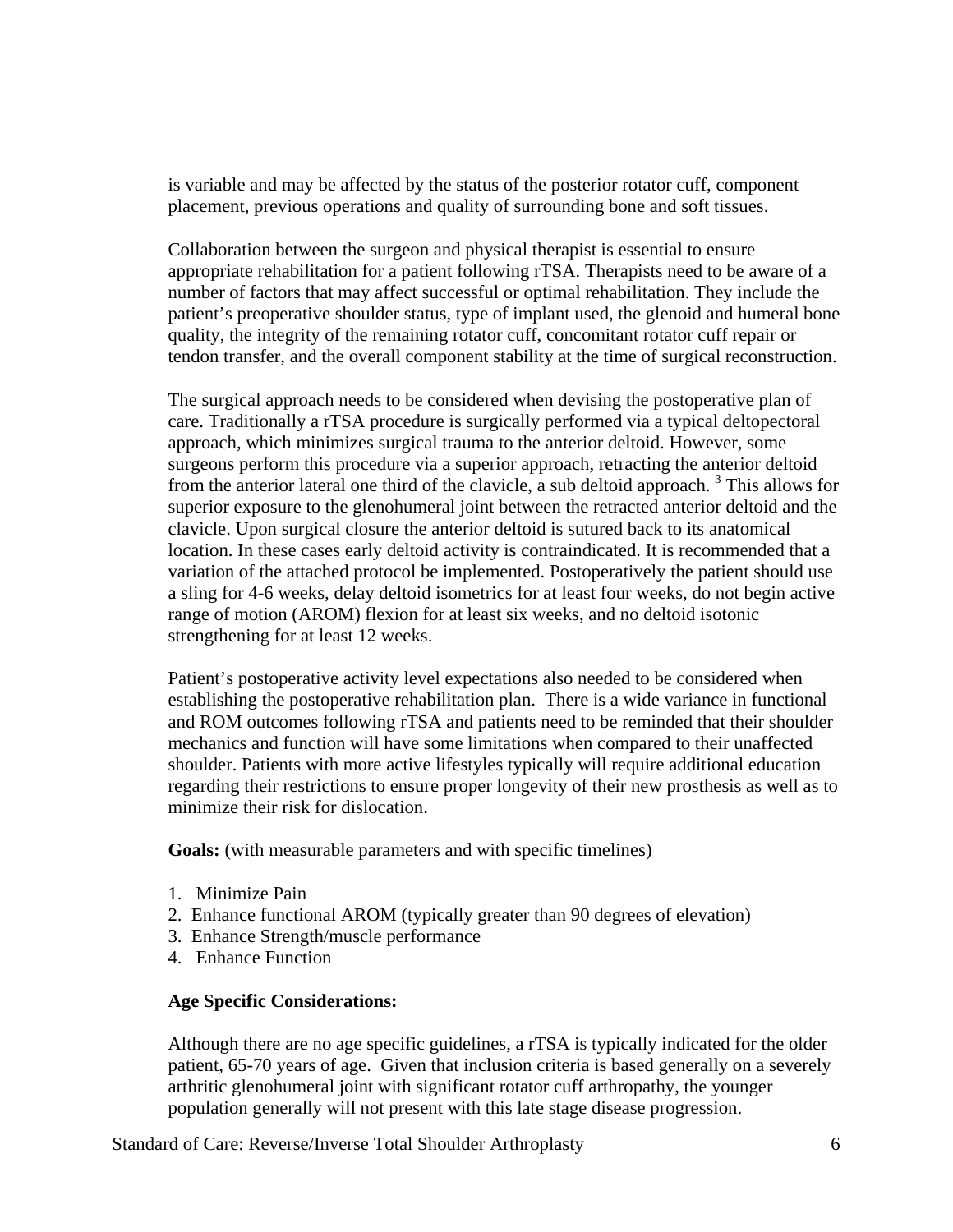is variable and may be affected by the status of the posterior rotator cuff, component placement, previous operations and quality of surrounding bone and soft tissues.

Collaboration between the surgeon and physical therapist is essential to ensure appropriate rehabilitation for a patient following rTSA. Therapists need to be aware of a number of factors that may affect successful or optimal rehabilitation. They include the patient's preoperative shoulder status, type of implant used, the glenoid and humeral bone quality, the integrity of the remaining rotator cuff, concomitant rotator cuff repair or tendon transfer, and the overall component stability at the time of surgical reconstruction.

The surgical approach needs to be considered when devising the postoperative plan of care. Traditionally a rTSA procedure is surgically performed via a typical deltopectoral approach, which minimizes surgical trauma to the anterior deltoid. However, some surgeons perform this procedure via a superior approach, retracting the anterior deltoid from the anterior lateral one third of the clavicle, a sub deltoid approach. [3] This allows for superior exposure to the glenohumeral joint between the retracted anterior deltoid and the clavicle. Upon surgical closure the anterior deltoid is sutured back to its anatomical location. In these cases early deltoid activity is contraindicated. It is recommended that a variation of the attached protocol be implemented. Postoperatively the patient should use a sling for 4-6 weeks, delay deltoid isometrics for at least four weeks, do not begin active range of motion (AROM) flexion for at least six weeks, and no deltoid isotonic strengthening for at least 12 weeks.

Patient's postoperative activity level expectations also needed to be considered when establishing the postoperative rehabilitation plan. There is a wide variance in functional and ROM outcomes following rTSA and patients need to be reminded that their shoulder mechanics and function will have some limitations when compared to their unaffected shoulder. Patients with more active lifestyles typically will require additional education regarding their restrictions to ensure proper longevity of their new prosthesis as well as to minimize their risk for dislocation.

**Goals:** (with measurable parameters and with specific timelines)

1. Minimize Pain
2. Enhance functional AROM (typically greater than 90 degrees of elevation)
3. Enhance Strength/muscle performance
4. Enhance Function

**Age Specific Considerations:**

Although there are no age specific guidelines, a rTSA is typically indicated for the older patient, 65-70 years of age. Given that inclusion criteria is based generally on a severely arthritic glenohumeral joint with significant rotator cuff arthropathy, the younger population generally will not present with this late stage disease progression.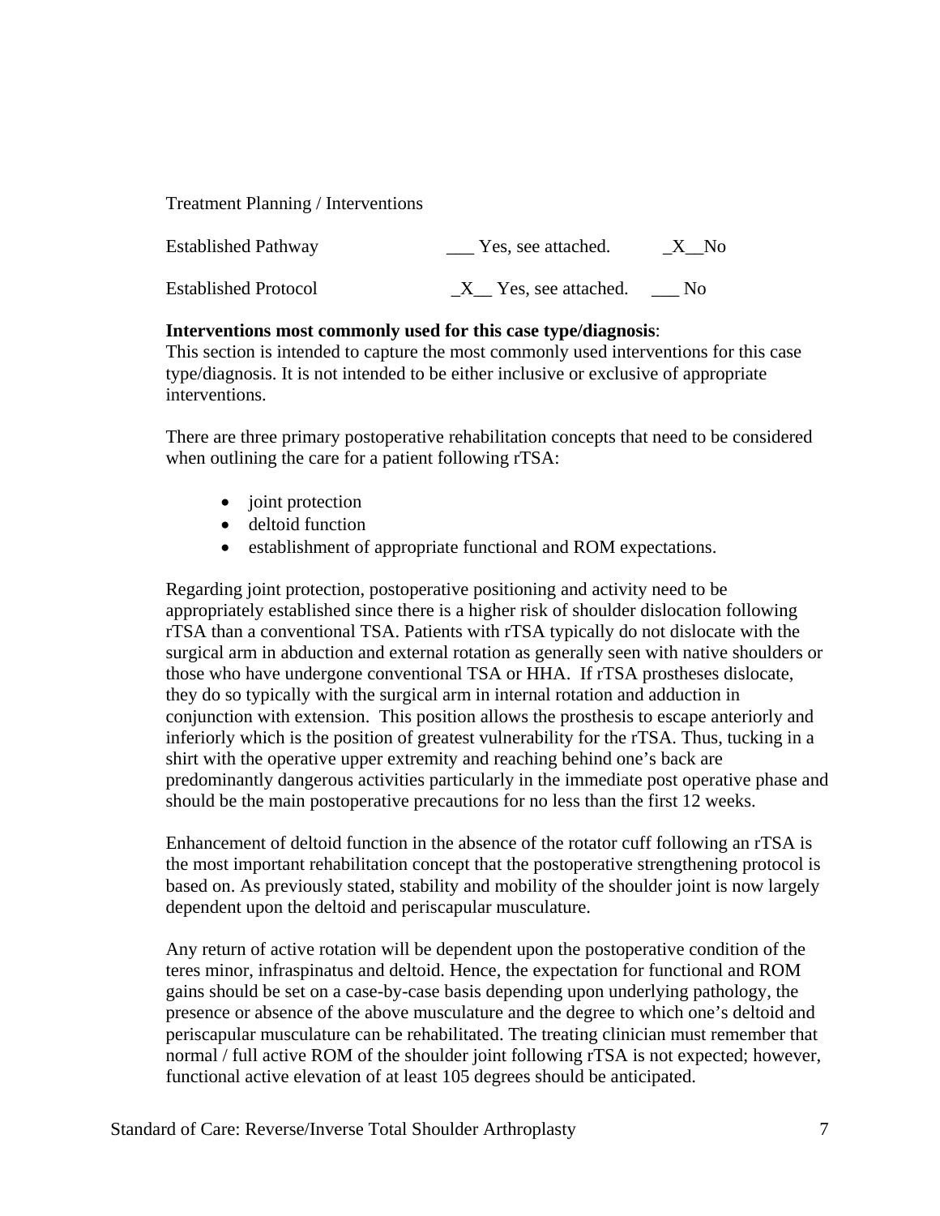Treatment Planning / Interventions

| | | |
|---|---|---|
| Established Pathway | ___ Yes, see attached. | _X__No |
| Established Protocol | _X__ Yes, see attached. | ___ No |

**Interventions most commonly used for this case type/diagnosis**:
This section is intended to capture the most commonly used interventions for this case type/diagnosis. It is not intended to be either inclusive or exclusive of appropriate interventions.

There are three primary postoperative rehabilitation concepts that need to be considered when outlining the care for a patient following rTSA:

- joint protection
- deltoid function
- establishment of appropriate functional and ROM expectations.

Regarding joint protection, postoperative positioning and activity need to be appropriately established since there is a higher risk of shoulder dislocation following rTSA than a conventional TSA. Patients with rTSA typically do not dislocate with the surgical arm in abduction and external rotation as generally seen with native shoulders or those who have undergone conventional TSA or HHA. If rTSA prostheses dislocate, they do so typically with the surgical arm in internal rotation and adduction in conjunction with extension. This position allows the prosthesis to escape anteriorly and inferiorly which is the position of greatest vulnerability for the rTSA. Thus, tucking in a shirt with the operative upper extremity and reaching behind one's back are predominantly dangerous activities particularly in the immediate post operative phase and should be the main postoperative precautions for no less than the first 12 weeks.

Enhancement of deltoid function in the absence of the rotator cuff following an rTSA is the most important rehabilitation concept that the postoperative strengthening protocol is based on. As previously stated, stability and mobility of the shoulder joint is now largely dependent upon the deltoid and periscapular musculature.

Any return of active rotation will be dependent upon the postoperative condition of the teres minor, infraspinatus and deltoid. Hence, the expectation for functional and ROM gains should be set on a case-by-case basis depending upon underlying pathology, the presence or absence of the above musculature and the degree to which one's deltoid and periscapular musculature can be rehabilitated. The treating clinician must remember that normal / full active ROM of the shoulder joint following rTSA is not expected; however, functional active elevation of at least 105 degrees should be anticipated.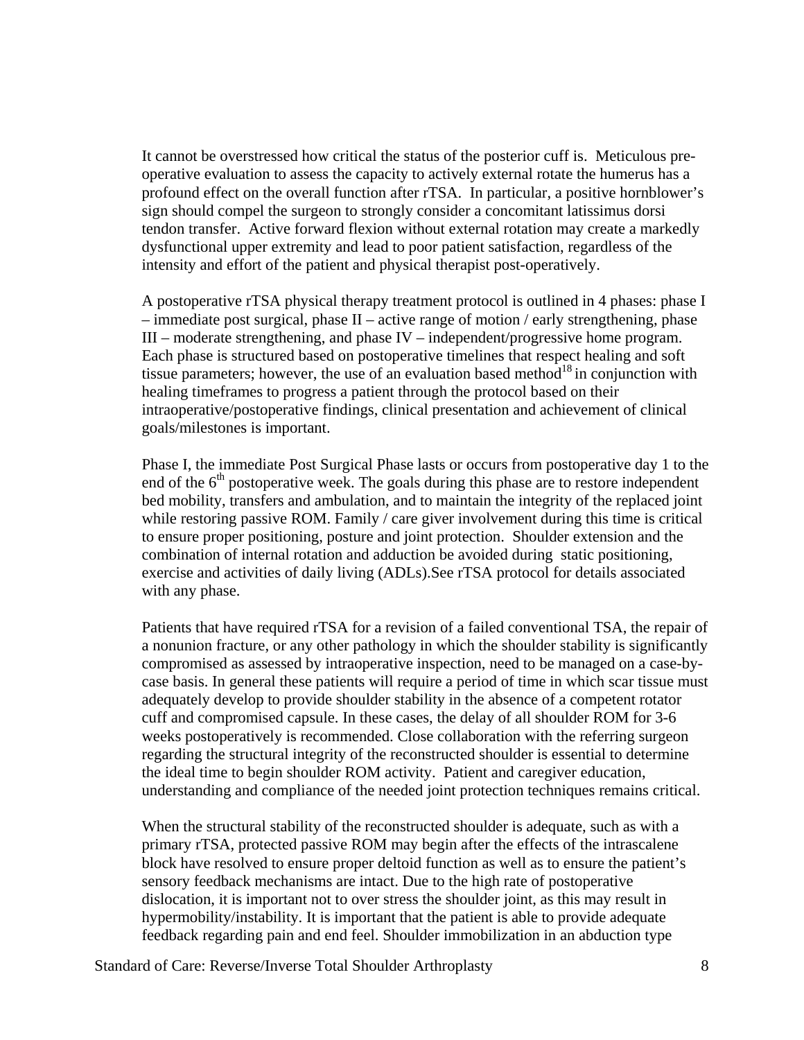It cannot be overstressed how critical the status of the posterior cuff is. Meticulous pre-operative evaluation to assess the capacity to actively external rotate the humerus has a profound effect on the overall function after rTSA. In particular, a positive hornblower's sign should compel the surgeon to strongly consider a concomitant latissimus dorsi tendon transfer. Active forward flexion without external rotation may create a markedly dysfunctional upper extremity and lead to poor patient satisfaction, regardless of the intensity and effort of the patient and physical therapist post-operatively.

A postoperative rTSA physical therapy treatment protocol is outlined in 4 phases: phase I – immediate post surgical, phase II – active range of motion / early strengthening, phase III – moderate strengthening, and phase IV – independent/progressive home program. Each phase is structured based on postoperative timelines that respect healing and soft tissue parameters; however, the use of an evaluation based method[18] in conjunction with healing timeframes to progress a patient through the protocol based on their intraoperative/postoperative findings, clinical presentation and achievement of clinical goals/milestones is important.

Phase I, the immediate Post Surgical Phase lasts or occurs from postoperative day 1 to the end of the 6th postoperative week. The goals during this phase are to restore independent bed mobility, transfers and ambulation, and to maintain the integrity of the replaced joint while restoring passive ROM. Family / care giver involvement during this time is critical to ensure proper positioning, posture and joint protection. Shoulder extension and the combination of internal rotation and adduction be avoided during static positioning, exercise and activities of daily living (ADLs).See rTSA protocol for details associated with any phase.

Patients that have required rTSA for a revision of a failed conventional TSA, the repair of a nonunion fracture, or any other pathology in which the shoulder stability is significantly compromised as assessed by intraoperative inspection, need to be managed on a case-by-case basis. In general these patients will require a period of time in which scar tissue must adequately develop to provide shoulder stability in the absence of a competent rotator cuff and compromised capsule. In these cases, the delay of all shoulder ROM for 3-6 weeks postoperatively is recommended. Close collaboration with the referring surgeon regarding the structural integrity of the reconstructed shoulder is essential to determine the ideal time to begin shoulder ROM activity. Patient and caregiver education, understanding and compliance of the needed joint protection techniques remains critical.

When the structural stability of the reconstructed shoulder is adequate, such as with a primary rTSA, protected passive ROM may begin after the effects of the intrascalene block have resolved to ensure proper deltoid function as well as to ensure the patient's sensory feedback mechanisms are intact. Due to the high rate of postoperative dislocation, it is important not to over stress the shoulder joint, as this may result in hypermobility/instability. It is important that the patient is able to provide adequate feedback regarding pain and end feel. Shoulder immobilization in an abduction type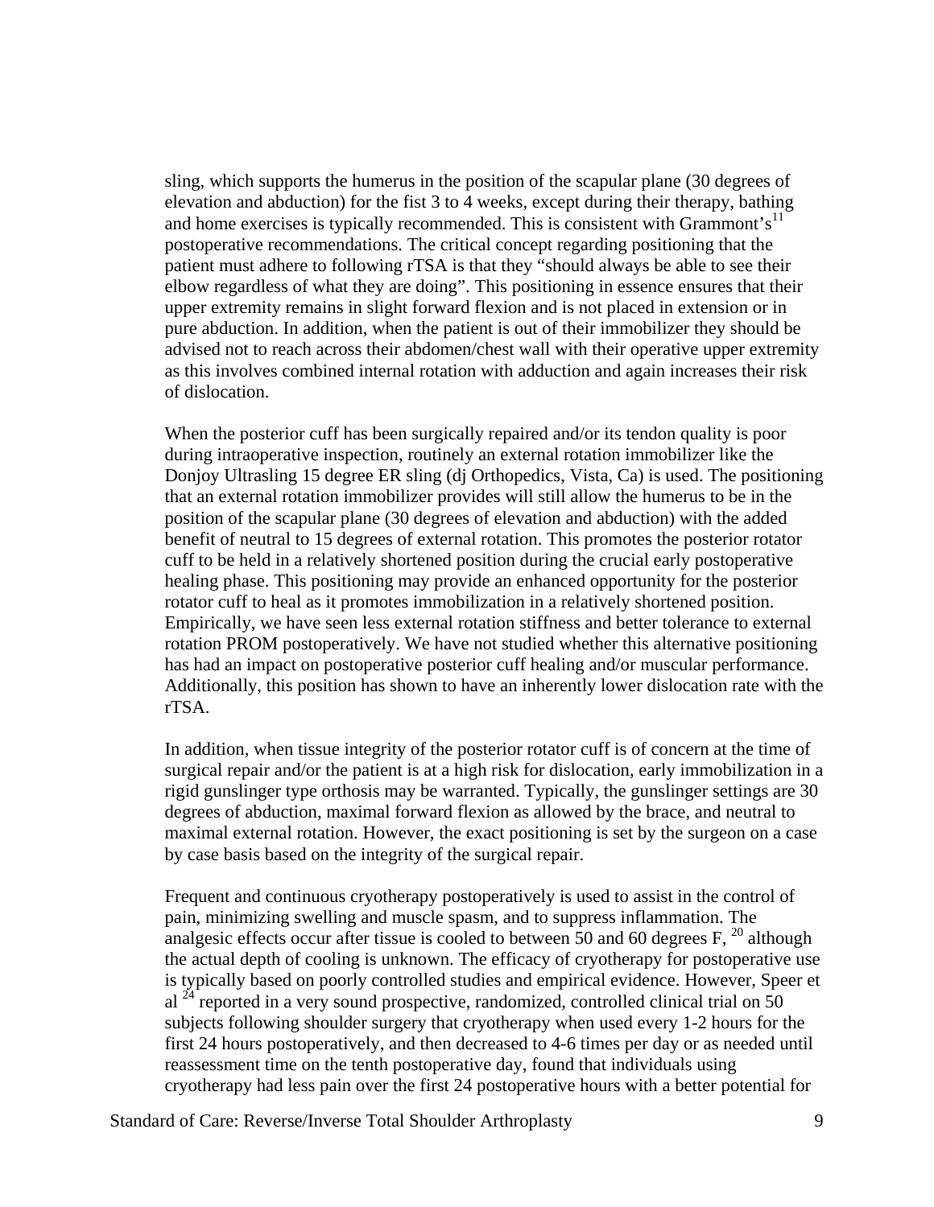sling, which supports the humerus in the position of the scapular plane (30 degrees of elevation and abduction) for the fist 3 to 4 weeks, except during their therapy, bathing and home exercises is typically recommended. This is consistent with Grammont's[11] postoperative recommendations. The critical concept regarding positioning that the patient must adhere to following rTSA is that they "should always be able to see their elbow regardless of what they are doing". This positioning in essence ensures that their upper extremity remains in slight forward flexion and is not placed in extension or in pure abduction. In addition, when the patient is out of their immobilizer they should be advised not to reach across their abdomen/chest wall with their operative upper extremity as this involves combined internal rotation with adduction and again increases their risk of dislocation.

When the posterior cuff has been surgically repaired and/or its tendon quality is poor during intraoperative inspection, routinely an external rotation immobilizer like the Donjoy Ultrasling 15 degree ER sling (dj Orthopedics, Vista, Ca) is used. The positioning that an external rotation immobilizer provides will still allow the humerus to be in the position of the scapular plane (30 degrees of elevation and abduction) with the added benefit of neutral to 15 degrees of external rotation. This promotes the posterior rotator cuff to be held in a relatively shortened position during the crucial early postoperative healing phase. This positioning may provide an enhanced opportunity for the posterior rotator cuff to heal as it promotes immobilization in a relatively shortened position. Empirically, we have seen less external rotation stiffness and better tolerance to external rotation PROM postoperatively. We have not studied whether this alternative positioning has had an impact on postoperative posterior cuff healing and/or muscular performance. Additionally, this position has shown to have an inherently lower dislocation rate with the rTSA.

In addition, when tissue integrity of the posterior rotator cuff is of concern at the time of surgical repair and/or the patient is at a high risk for dislocation, early immobilization in a rigid gunslinger type orthosis may be warranted. Typically, the gunslinger settings are 30 degrees of abduction, maximal forward flexion as allowed by the brace, and neutral to maximal external rotation. However, the exact positioning is set by the surgeon on a case by case basis based on the integrity of the surgical repair.

Frequent and continuous cryotherapy postoperatively is used to assist in the control of pain, minimizing swelling and muscle spasm, and to suppress inflammation. The analgesic effects occur after tissue is cooled to between 50 and 60 degrees F, [20] although the actual depth of cooling is unknown. The efficacy of cryotherapy for postoperative use is typically based on poorly controlled studies and empirical evidence. However, Speer et al [24] reported in a very sound prospective, randomized, controlled clinical trial on 50 subjects following shoulder surgery that cryotherapy when used every 1-2 hours for the first 24 hours postoperatively, and then decreased to 4-6 times per day or as needed until reassessment time on the tenth postoperative day, found that individuals using cryotherapy had less pain over the first 24 postoperative hours with a better potential for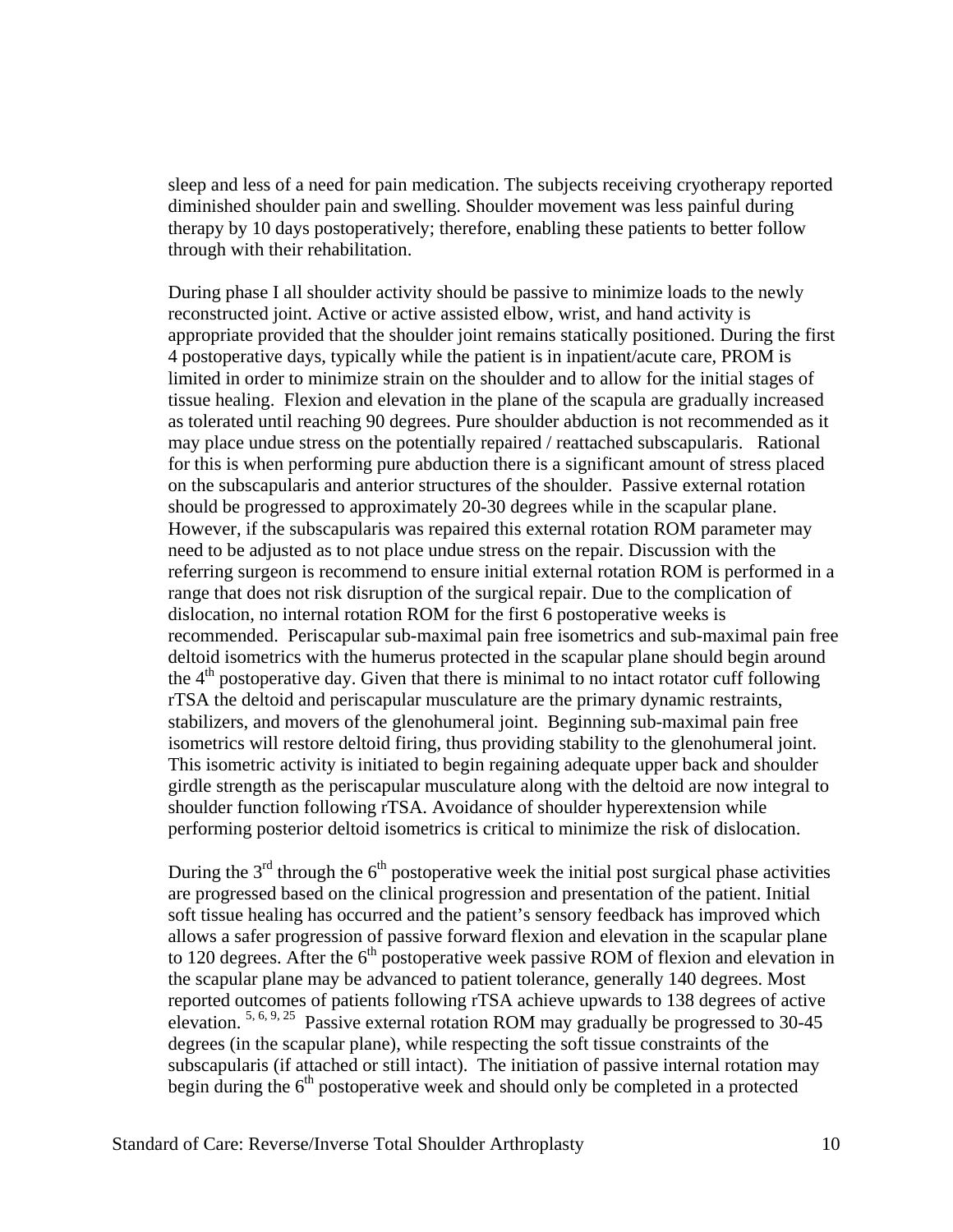sleep and less of a need for pain medication. The subjects receiving cryotherapy reported diminished shoulder pain and swelling. Shoulder movement was less painful during therapy by 10 days postoperatively; therefore, enabling these patients to better follow through with their rehabilitation.

During phase I all shoulder activity should be passive to minimize loads to the newly reconstructed joint. Active or active assisted elbow, wrist, and hand activity is appropriate provided that the shoulder joint remains statically positioned. During the first 4 postoperative days, typically while the patient is in inpatient/acute care, PROM is limited in order to minimize strain on the shoulder and to allow for the initial stages of tissue healing. Flexion and elevation in the plane of the scapula are gradually increased as tolerated until reaching 90 degrees. Pure shoulder abduction is not recommended as it may place undue stress on the potentially repaired / reattached subscapularis. Rational for this is when performing pure abduction there is a significant amount of stress placed on the subscapularis and anterior structures of the shoulder. Passive external rotation should be progressed to approximately 20-30 degrees while in the scapular plane. However, if the subscapularis was repaired this external rotation ROM parameter may need to be adjusted as to not place undue stress on the repair. Discussion with the referring surgeon is recommend to ensure initial external rotation ROM is performed in a range that does not risk disruption of the surgical repair. Due to the complication of dislocation, no internal rotation ROM for the first 6 postoperative weeks is recommended. Periscapular sub-maximal pain free isometrics and sub-maximal pain free deltoid isometrics with the humerus protected in the scapular plane should begin around the 4th postoperative day. Given that there is minimal to no intact rotator cuff following rTSA the deltoid and periscapular musculature are the primary dynamic restraints, stabilizers, and movers of the glenohumeral joint. Beginning sub-maximal pain free isometrics will restore deltoid firing, thus providing stability to the glenohumeral joint. This isometric activity is initiated to begin regaining adequate upper back and shoulder girdle strength as the periscapular musculature along with the deltoid are now integral to shoulder function following rTSA. Avoidance of shoulder hyperextension while performing posterior deltoid isometrics is critical to minimize the risk of dislocation.

During the 3rd through the 6th postoperative week the initial post surgical phase activities are progressed based on the clinical progression and presentation of the patient. Initial soft tissue healing has occurred and the patient's sensory feedback has improved which allows a safer progression of passive forward flexion and elevation in the scapular plane to 120 degrees. After the 6th postoperative week passive ROM of flexion and elevation in the scapular plane may be advanced to patient tolerance, generally 140 degrees. Most reported outcomes of patients following rTSA achieve upwards to 138 degrees of active elevation.[5, 6, 9, 25] Passive external rotation ROM may gradually be progressed to 30-45 degrees (in the scapular plane), while respecting the soft tissue constraints of the subscapularis (if attached or still intact). The initiation of passive internal rotation may begin during the 6th postoperative week and should only be completed in a protected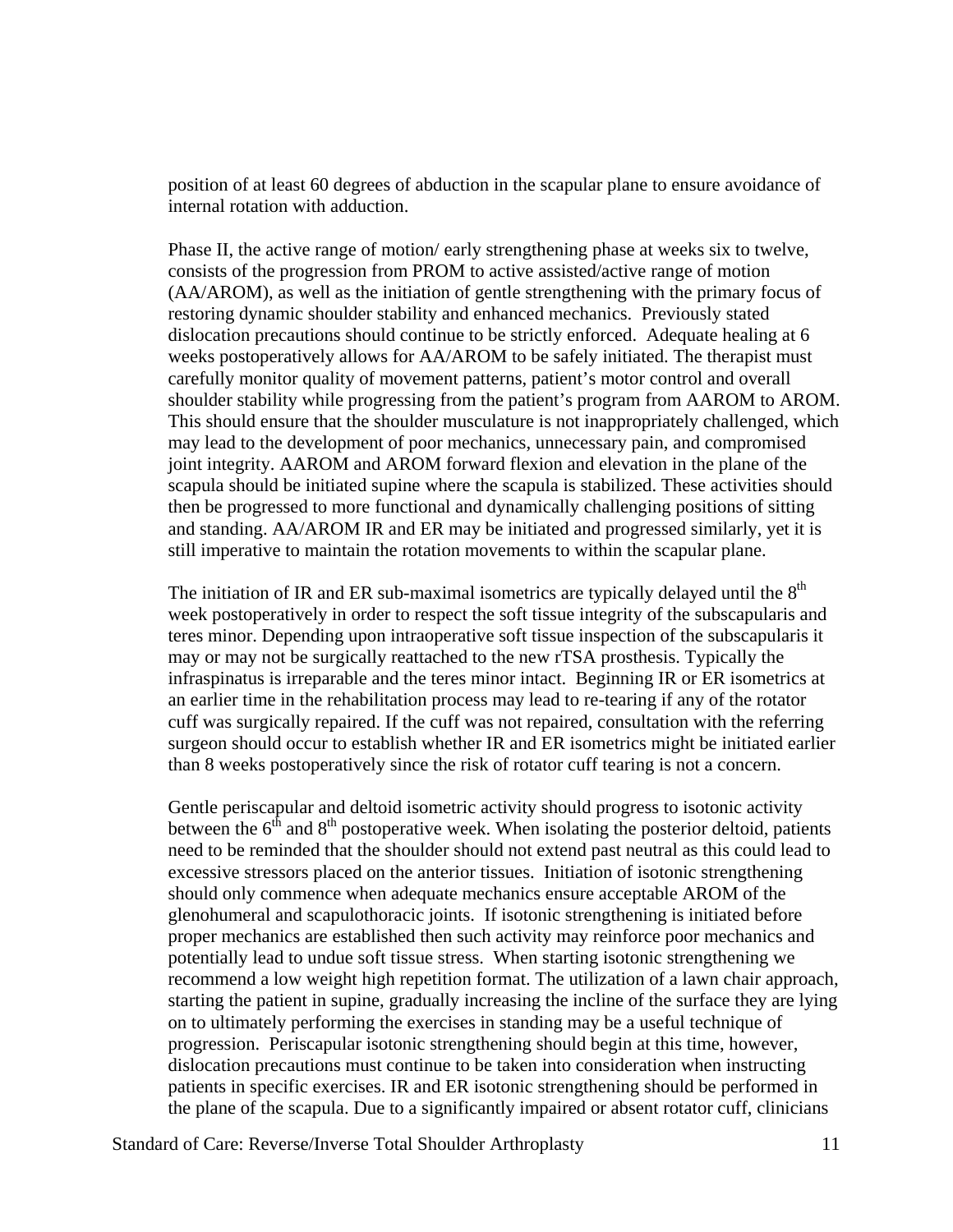position of at least 60 degrees of abduction in the scapular plane to ensure avoidance of internal rotation with adduction.

Phase II, the active range of motion/ early strengthening phase at weeks six to twelve, consists of the progression from PROM to active assisted/active range of motion (AA/AROM), as well as the initiation of gentle strengthening with the primary focus of restoring dynamic shoulder stability and enhanced mechanics. Previously stated dislocation precautions should continue to be strictly enforced. Adequate healing at 6 weeks postoperatively allows for AA/AROM to be safely initiated. The therapist must carefully monitor quality of movement patterns, patient's motor control and overall shoulder stability while progressing from the patient's program from AAROM to AROM. This should ensure that the shoulder musculature is not inappropriately challenged, which may lead to the development of poor mechanics, unnecessary pain, and compromised joint integrity. AAROM and AROM forward flexion and elevation in the plane of the scapula should be initiated supine where the scapula is stabilized. These activities should then be progressed to more functional and dynamically challenging positions of sitting and standing. AA/AROM IR and ER may be initiated and progressed similarly, yet it is still imperative to maintain the rotation movements to within the scapular plane.

The initiation of IR and ER sub-maximal isometrics are typically delayed until the 8$^{th}$ week postoperatively in order to respect the soft tissue integrity of the subscapularis and teres minor. Depending upon intraoperative soft tissue inspection of the subscapularis it may or may not be surgically reattached to the new rTSA prosthesis. Typically the infraspinatus is irreparable and the teres minor intact. Beginning IR or ER isometrics at an earlier time in the rehabilitation process may lead to re-tearing if any of the rotator cuff was surgically repaired. If the cuff was not repaired, consultation with the referring surgeon should occur to establish whether IR and ER isometrics might be initiated earlier than 8 weeks postoperatively since the risk of rotator cuff tearing is not a concern.

Gentle periscapular and deltoid isometric activity should progress to isotonic activity between the 6$^{th}$ and 8$^{th}$ postoperative week. When isolating the posterior deltoid, patients need to be reminded that the shoulder should not extend past neutral as this could lead to excessive stressors placed on the anterior tissues. Initiation of isotonic strengthening should only commence when adequate mechanics ensure acceptable AROM of the glenohumeral and scapulothoracic joints. If isotonic strengthening is initiated before proper mechanics are established then such activity may reinforce poor mechanics and potentially lead to undue soft tissue stress. When starting isotonic strengthening we recommend a low weight high repetition format. The utilization of a lawn chair approach, starting the patient in supine, gradually increasing the incline of the surface they are lying on to ultimately performing the exercises in standing may be a useful technique of progression. Periscapular isotonic strengthening should begin at this time, however, dislocation precautions must continue to be taken into consideration when instructing patients in specific exercises. IR and ER isotonic strengthening should be performed in the plane of the scapula. Due to a significantly impaired or absent rotator cuff, clinicians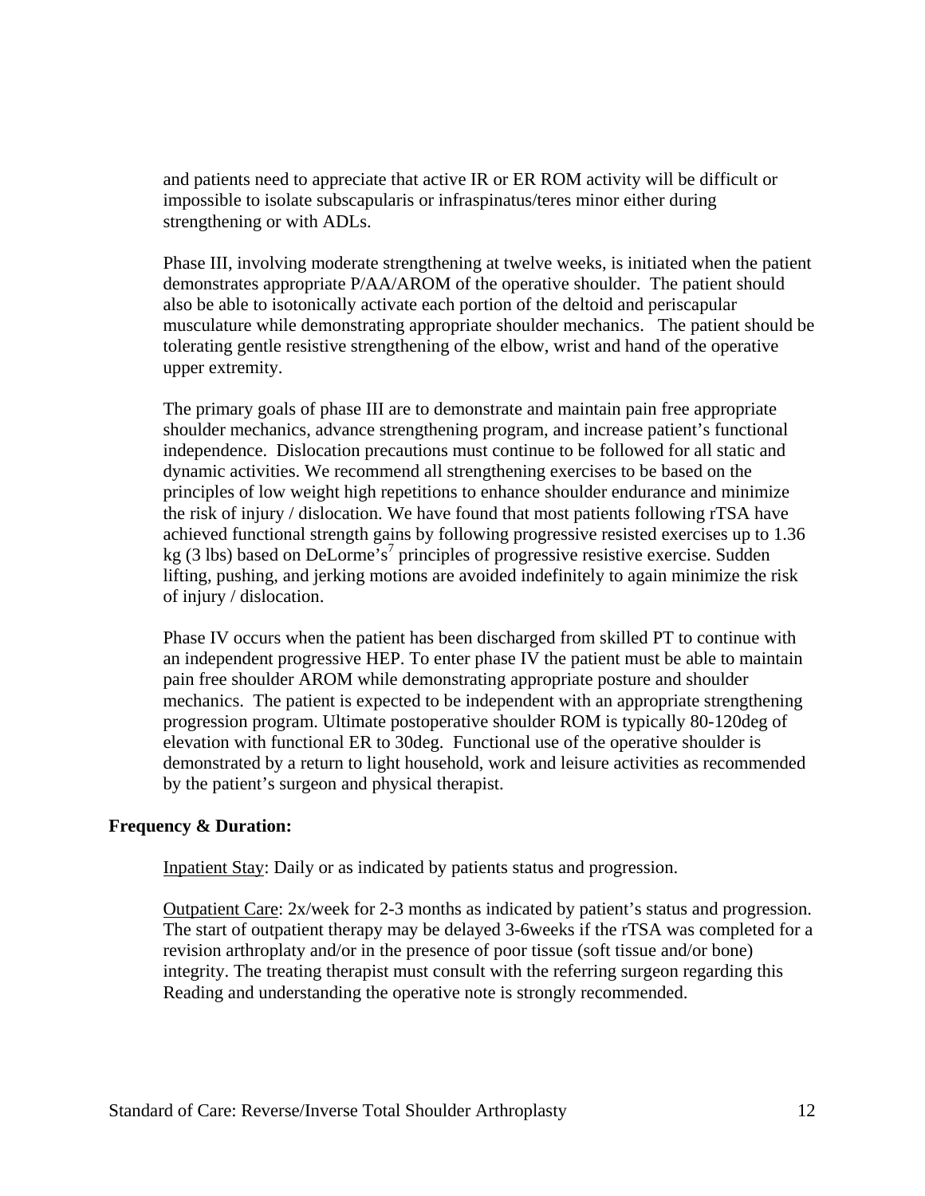and patients need to appreciate that active IR or ER ROM activity will be difficult or impossible to isolate subscapularis or infraspinatus/teres minor either during strengthening or with ADLs.

Phase III, involving moderate strengthening at twelve weeks, is initiated when the patient demonstrates appropriate P/AA/AROM of the operative shoulder. The patient should also be able to isotonically activate each portion of the deltoid and periscapular musculature while demonstrating appropriate shoulder mechanics. The patient should be tolerating gentle resistive strengthening of the elbow, wrist and hand of the operative upper extremity.

The primary goals of phase III are to demonstrate and maintain pain free appropriate shoulder mechanics, advance strengthening program, and increase patient's functional independence. Dislocation precautions must continue to be followed for all static and dynamic activities. We recommend all strengthening exercises to be based on the principles of low weight high repetitions to enhance shoulder endurance and minimize the risk of injury / dislocation. We have found that most patients following rTSA have achieved functional strength gains by following progressive resisted exercises up to 1.36 kg (3 lbs) based on DeLorme's[7] principles of progressive resistive exercise. Sudden lifting, pushing, and jerking motions are avoided indefinitely to again minimize the risk of injury / dislocation.

Phase IV occurs when the patient has been discharged from skilled PT to continue with an independent progressive HEP. To enter phase IV the patient must be able to maintain pain free shoulder AROM while demonstrating appropriate posture and shoulder mechanics. The patient is expected to be independent with an appropriate strengthening progression program. Ultimate postoperative shoulder ROM is typically 80-120deg of elevation with functional ER to 30deg. Functional use of the operative shoulder is demonstrated by a return to light household, work and leisure activities as recommended by the patient's surgeon and physical therapist.

**Frequency & Duration:**

Inpatient Stay: Daily or as indicated by patients status and progression.

Outpatient Care: 2x/week for 2-3 months as indicated by patient's status and progression. The start of outpatient therapy may be delayed 3-6weeks if the rTSA was completed for a revision arthroplaty and/or in the presence of poor tissue (soft tissue and/or bone) integrity. The treating therapist must consult with the referring surgeon regarding this Reading and understanding the operative note is strongly recommended.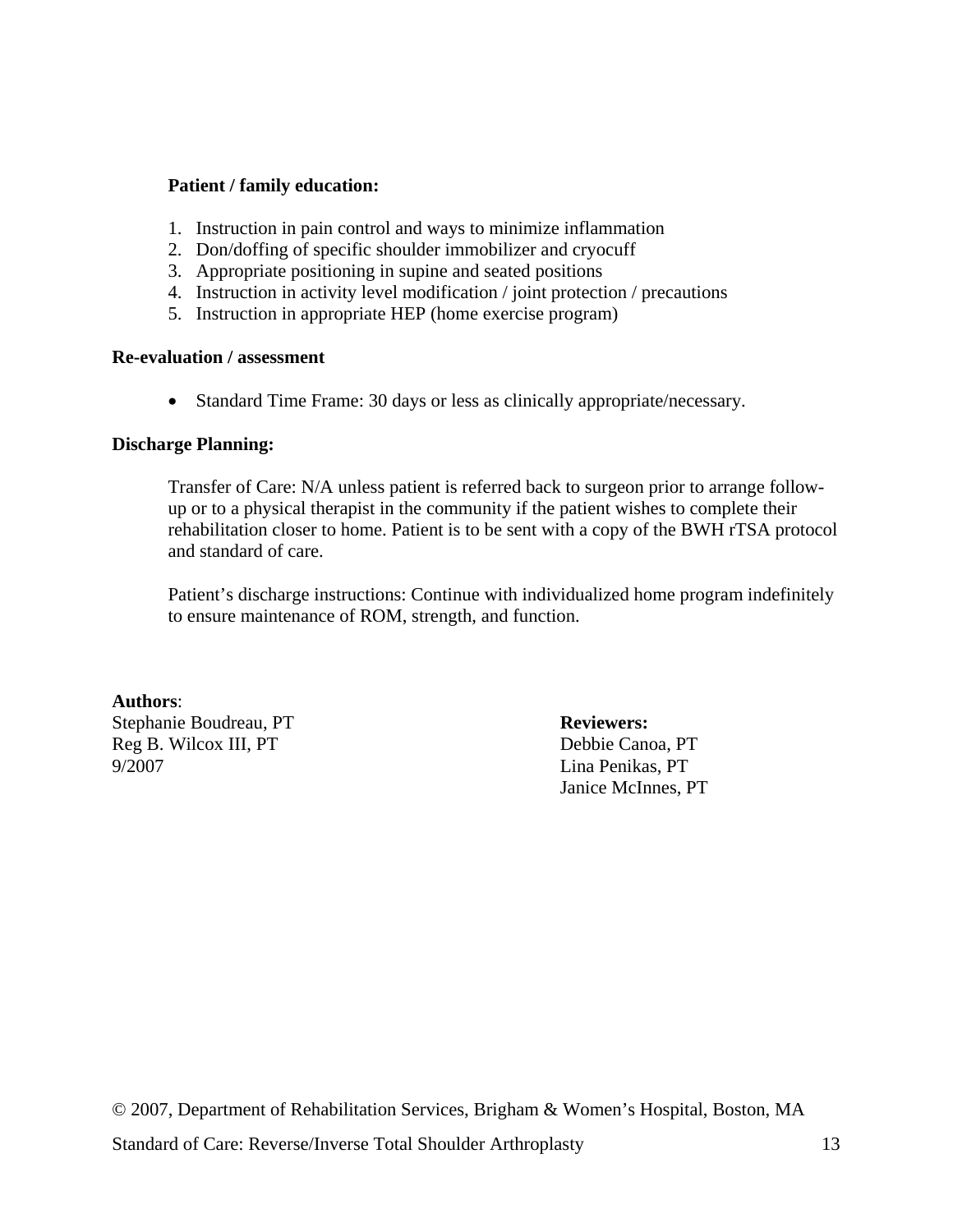**Patient / family education:**

1. Instruction in pain control and ways to minimize inflammation
2. Don/doffing of specific shoulder immobilizer and cryocuff
3. Appropriate positioning in supine and seated positions
4. Instruction in activity level modification / joint protection / precautions
5. Instruction in appropriate HEP (home exercise program)

**Re-evaluation / assessment**

- Standard Time Frame: 30 days or less as clinically appropriate/necessary.

**Discharge Planning:**

Transfer of Care: N/A unless patient is referred back to surgeon prior to arrange follow-up or to a physical therapist in the community if the patient wishes to complete their rehabilitation closer to home. Patient is to be sent with a copy of the BWH rTSA protocol and standard of care.

Patient's discharge instructions: Continue with individualized home program indefinitely to ensure maintenance of ROM, strength, and function.

**Authors**:
Stephanie Boudreau, PT
Reg B. Wilcox III, PT
9/2007

**Reviewers:**
Debbie Canoa, PT
Lina Penikas, PT
Janice McInnes, PT

© 2007, Department of Rehabilitation Services, Brigham & Women's Hospital, Boston, MA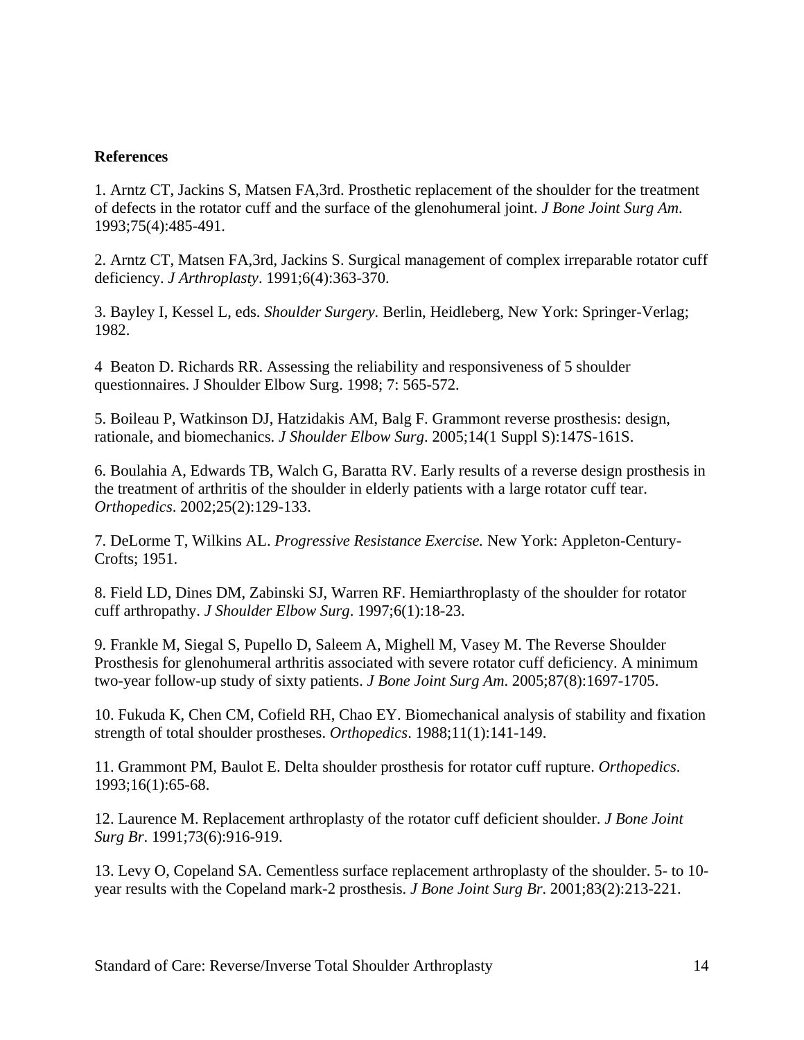**References**

1. Arntz CT, Jackins S, Matsen FA,3rd. Prosthetic replacement of the shoulder for the treatment of defects in the rotator cuff and the surface of the glenohumeral joint. *J Bone Joint Surg Am*. 1993;75(4):485-491.

2. Arntz CT, Matsen FA,3rd, Jackins S. Surgical management of complex irreparable rotator cuff deficiency. *J Arthroplasty*. 1991;6(4):363-370.

3. Bayley I, Kessel L, eds. *Shoulder Surgery.* Berlin, Heidleberg, New York: Springer-Verlag; 1982.

4 Beaton D. Richards RR. Assessing the reliability and responsiveness of 5 shoulder questionnaires. J Shoulder Elbow Surg. 1998; 7: 565-572.

5. Boileau P, Watkinson DJ, Hatzidakis AM, Balg F. Grammont reverse prosthesis: design, rationale, and biomechanics. *J Shoulder Elbow Surg*. 2005;14(1 Suppl S):147S-161S.

6. Boulahia A, Edwards TB, Walch G, Baratta RV. Early results of a reverse design prosthesis in the treatment of arthritis of the shoulder in elderly patients with a large rotator cuff tear. *Orthopedics*. 2002;25(2):129-133.

7. DeLorme T, Wilkins AL. *Progressive Resistance Exercise.* New York: Appleton-Century-Crofts; 1951.

8. Field LD, Dines DM, Zabinski SJ, Warren RF. Hemiarthroplasty of the shoulder for rotator cuff arthropathy. *J Shoulder Elbow Surg*. 1997;6(1):18-23.

9. Frankle M, Siegal S, Pupello D, Saleem A, Mighell M, Vasey M. The Reverse Shoulder Prosthesis for glenohumeral arthritis associated with severe rotator cuff deficiency. A minimum two-year follow-up study of sixty patients. *J Bone Joint Surg Am*. 2005;87(8):1697-1705.

10. Fukuda K, Chen CM, Cofield RH, Chao EY. Biomechanical analysis of stability and fixation strength of total shoulder prostheses. *Orthopedics*. 1988;11(1):141-149.

11. Grammont PM, Baulot E. Delta shoulder prosthesis for rotator cuff rupture. *Orthopedics*. 1993;16(1):65-68.

12. Laurence M. Replacement arthroplasty of the rotator cuff deficient shoulder. *J Bone Joint Surg Br*. 1991;73(6):916-919.

13. Levy O, Copeland SA. Cementless surface replacement arthroplasty of the shoulder. 5- to 10-year results with the Copeland mark-2 prosthesis. *J Bone Joint Surg Br*. 2001;83(2):213-221.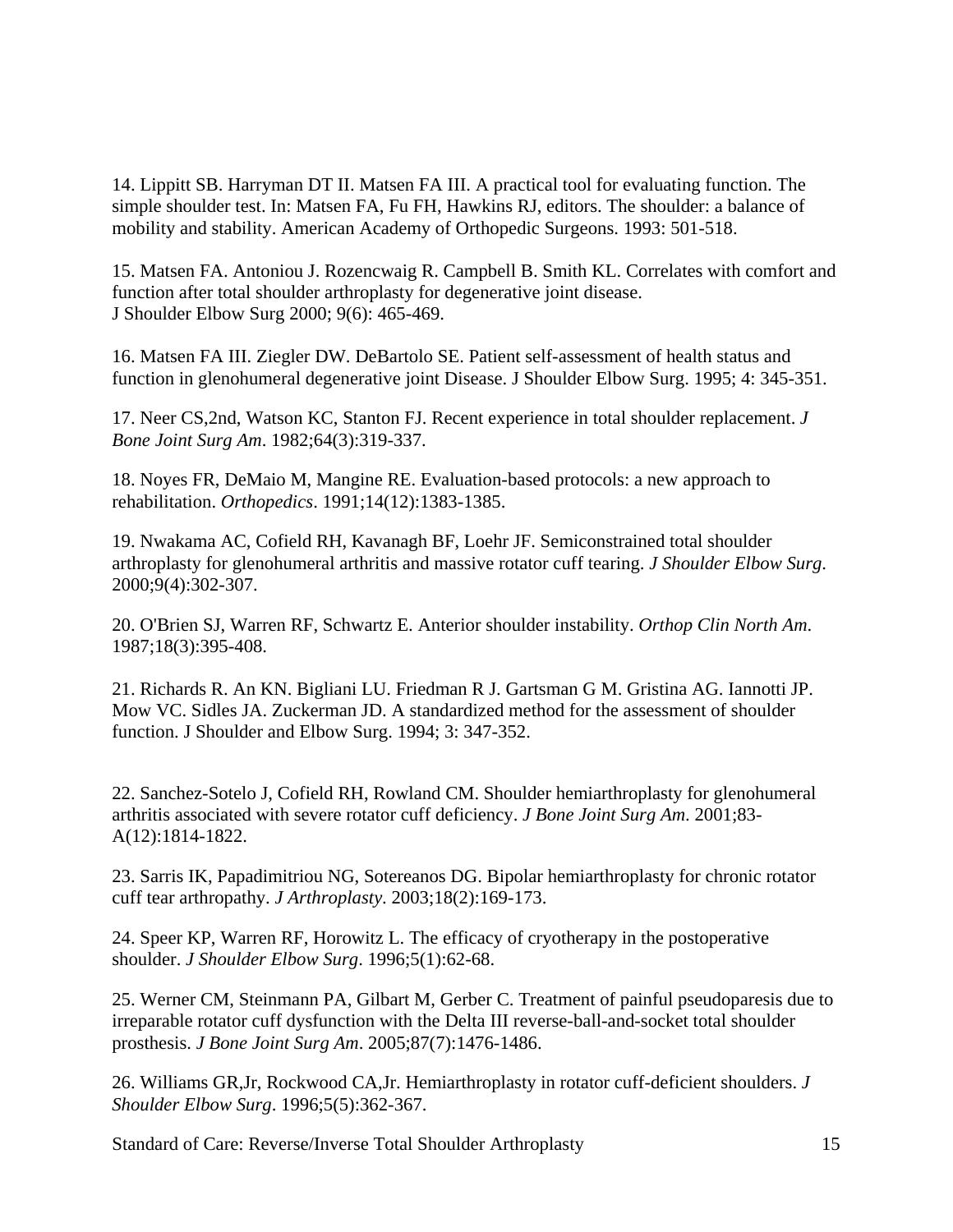14. Lippitt SB. Harryman DT II. Matsen FA III. A practical tool for evaluating function. The simple shoulder test. In: Matsen FA, Fu FH, Hawkins RJ, editors. The shoulder: a balance of mobility and stability. American Academy of Orthopedic Surgeons. 1993: 501-518.

15. Matsen FA. Antoniou J. Rozencwaig R. Campbell B. Smith KL. Correlates with comfort and function after total shoulder arthroplasty for degenerative joint disease. J Shoulder Elbow Surg 2000; 9(6): 465-469.

16. Matsen FA III. Ziegler DW. DeBartolo SE. Patient self-assessment of health status and function in glenohumeral degenerative joint Disease. J Shoulder Elbow Surg. 1995; 4: 345-351.

17. Neer CS,2nd, Watson KC, Stanton FJ. Recent experience in total shoulder replacement. *J Bone Joint Surg Am*. 1982;64(3):319-337.

18. Noyes FR, DeMaio M, Mangine RE. Evaluation-based protocols: a new approach to rehabilitation. *Orthopedics*. 1991;14(12):1383-1385.

19. Nwakama AC, Cofield RH, Kavanagh BF, Loehr JF. Semiconstrained total shoulder arthroplasty for glenohumeral arthritis and massive rotator cuff tearing. *J Shoulder Elbow Surg*. 2000;9(4):302-307.

20. O'Brien SJ, Warren RF, Schwartz E. Anterior shoulder instability. *Orthop Clin North Am*. 1987;18(3):395-408.

21. Richards R. An KN. Bigliani LU. Friedman R J. Gartsman G M. Gristina AG. Iannotti JP. Mow VC. Sidles JA. Zuckerman JD. A standardized method for the assessment of shoulder function. J Shoulder and Elbow Surg. 1994; 3: 347-352.

22. Sanchez-Sotelo J, Cofield RH, Rowland CM. Shoulder hemiarthroplasty for glenohumeral arthritis associated with severe rotator cuff deficiency. *J Bone Joint Surg Am*. 2001;83-A(12):1814-1822.

23. Sarris IK, Papadimitriou NG, Sotereanos DG. Bipolar hemiarthroplasty for chronic rotator cuff tear arthropathy. *J Arthroplasty*. 2003;18(2):169-173.

24. Speer KP, Warren RF, Horowitz L. The efficacy of cryotherapy in the postoperative shoulder. *J Shoulder Elbow Surg*. 1996;5(1):62-68.

25. Werner CM, Steinmann PA, Gilbart M, Gerber C. Treatment of painful pseudoparesis due to irreparable rotator cuff dysfunction with the Delta III reverse-ball-and-socket total shoulder prosthesis. *J Bone Joint Surg Am*. 2005;87(7):1476-1486.

26. Williams GR,Jr, Rockwood CA,Jr. Hemiarthroplasty in rotator cuff-deficient shoulders. *J Shoulder Elbow Surg*. 1996;5(5):362-367.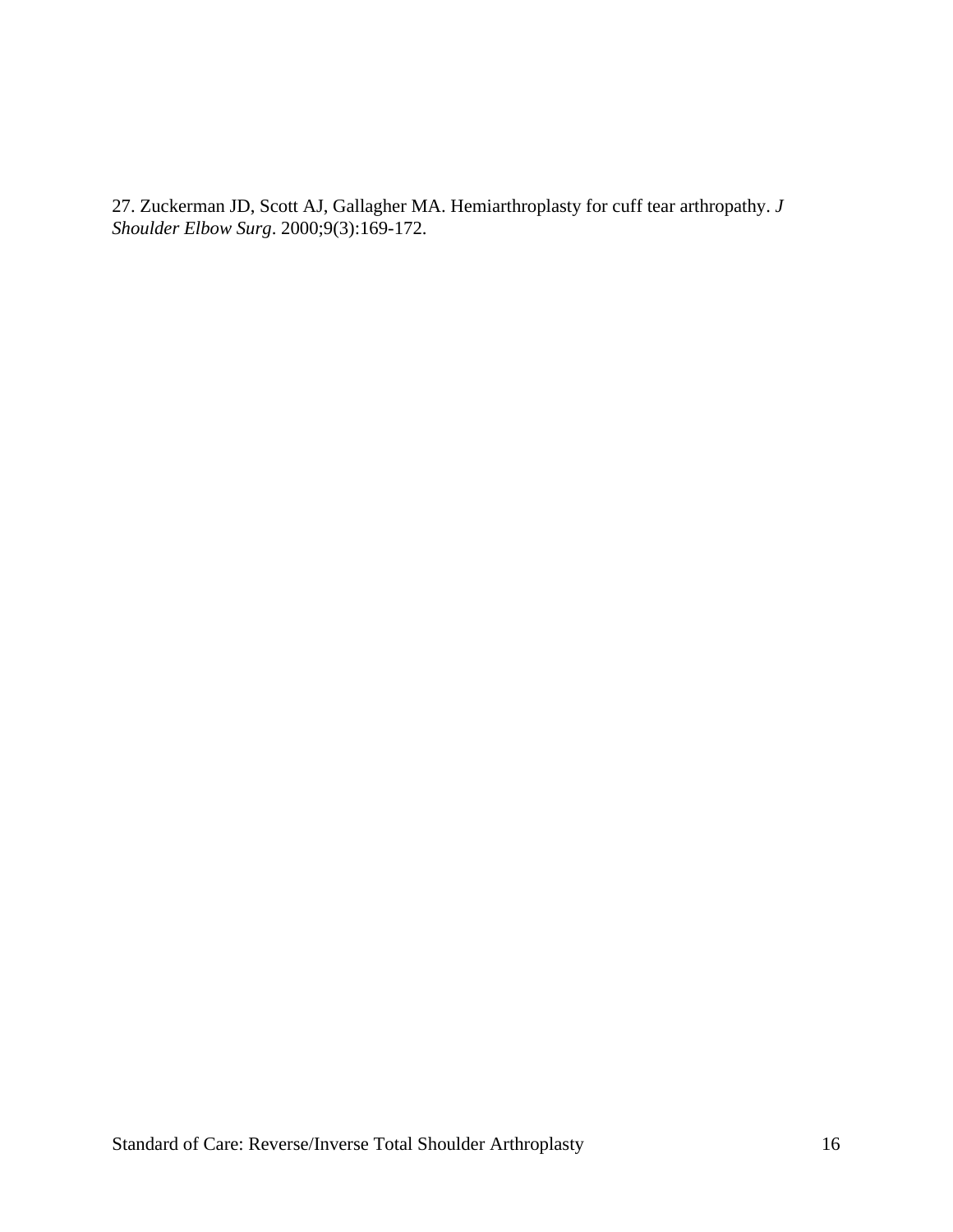27. Zuckerman JD, Scott AJ, Gallagher MA. Hemiarthroplasty for cuff tear arthropathy. *J Shoulder Elbow Surg*. 2000;9(3):169-172.